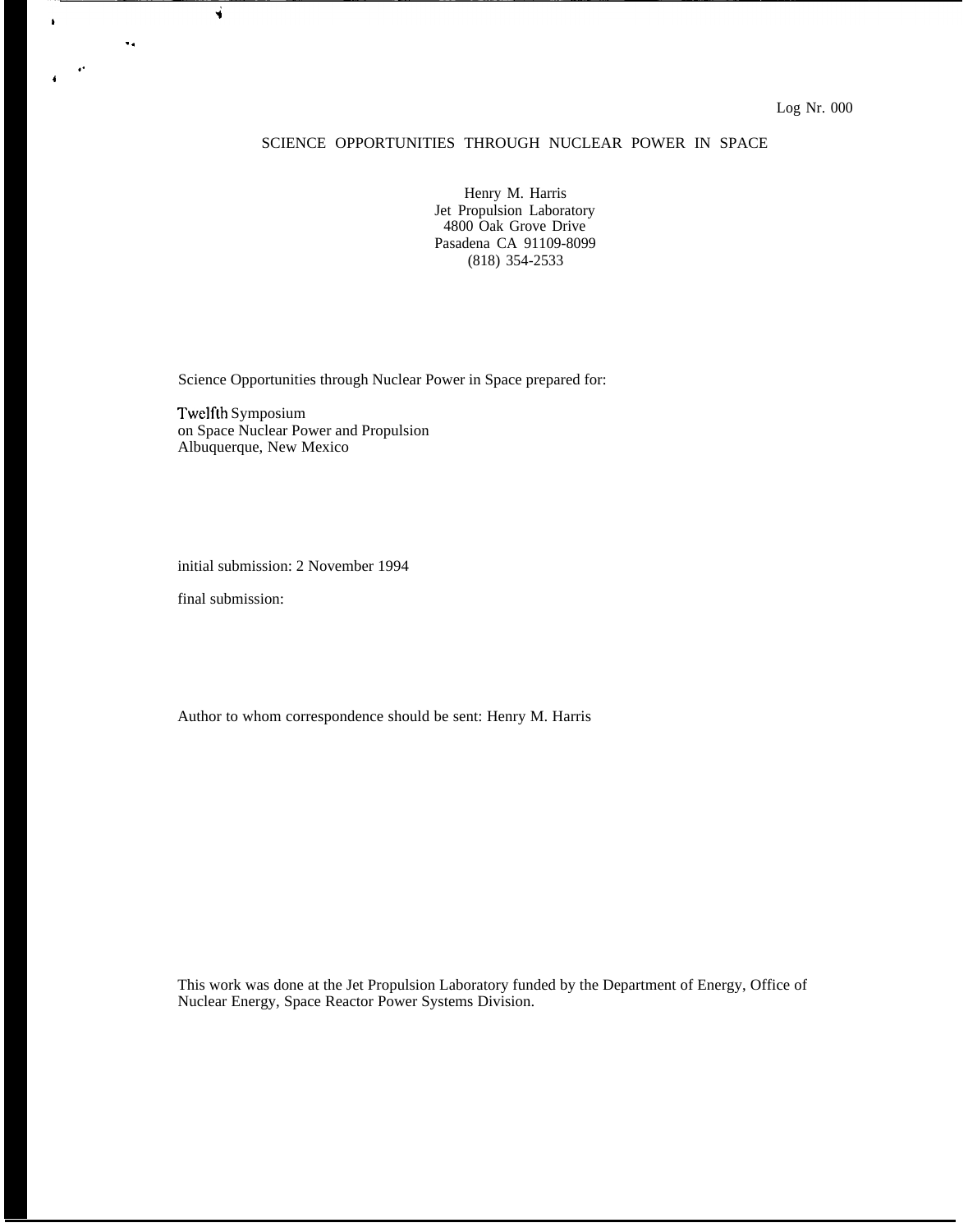Log Nr. 000

# SCIENCE OPPORTUNITIES THROUGH NUCLEAR POWER IN SPACE

Henry M. Harris
Jet Propulsion Laboratory
4800 Oak Grove Drive
Pasadena CA 91109-8099
(818) 354-2533

Science Opportunities through Nuclear Power in Space prepared for:

Twelfth Symposium
on Space Nuclear Power and Propulsion
Albuquerque, New Mexico

initial submission: 2 November 1994

final submission:

Author to whom correspondence should be sent: Henry M. Harris

This work was done at the Jet Propulsion Laboratory funded by the Department of Energy, Office of Nuclear Energy, Space Reactor Power Systems Division.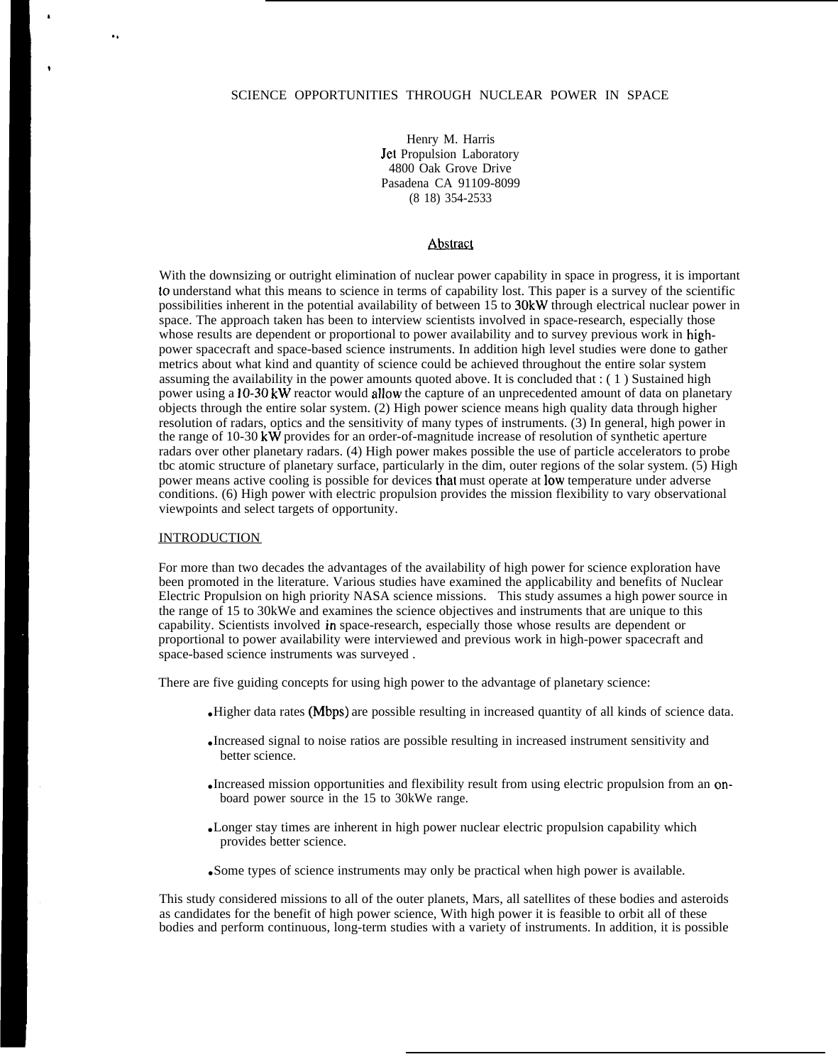# SCIENCE OPPORTUNITIES THROUGH NUCLEAR POWER IN SPACE

Henry M. Harris
Jet Propulsion Laboratory
4800 Oak Grove Drive
Pasadena CA 91109-8099
(8 18) 354-2533

## Abstract

With the downsizing or outright elimination of nuclear power capability in space in progress, it is important to understand what this means to science in terms of capability lost. This paper is a survey of the scientific possibilities inherent in the potential availability of between 15 to 30kW through electrical nuclear power in space. The approach taken has been to interview scientists involved in space-research, especially those whose results are dependent or proportional to power availability and to survey previous work in high-power spacecraft and space-based science instruments. In addition high level studies were done to gather metrics about what kind and quantity of science could be achieved throughout the entire solar system assuming the availability in the power amounts quoted above. It is concluded that : ( 1 ) Sustained high power using a 10-30 kW reactor would allow the capture of an unprecedented amount of data on planetary objects through the entire solar system. (2) High power science means high quality data through higher resolution of radars, optics and the sensitivity of many types of instruments. (3) In general, high power in the range of 10-30 kW provides for an order-of-magnitude increase of resolution of synthetic aperture radars over other planetary radars. (4) High power makes possible the use of particle accelerators to probe tbc atomic structure of planetary surface, particularly in the dim, outer regions of the solar system. (5) High power means active cooling is possible for devices that must operate at low temperature under adverse conditions. (6) High power with electric propulsion provides the mission flexibility to vary observational viewpoints and select targets of opportunity.

## INTRODUCTION

For more than two decades the advantages of the availability of high power for science exploration have been promoted in the literature. Various studies have examined the applicability and benefits of Nuclear Electric Propulsion on high priority NASA science missions. This study assumes a high power source in the range of 15 to 30kWe and examines the science objectives and instruments that are unique to this capability. Scientists involved in space-research, especially those whose results are dependent or proportional to power availability were interviewed and previous work in high-power spacecraft and space-based science instruments was surveyed .

There are five guiding concepts for using high power to the advantage of planetary science:

- Higher data rates (Mbps) are possible resulting in increased quantity of all kinds of science data.
- Increased signal to noise ratios are possible resulting in increased instrument sensitivity and better science.
- Increased mission opportunities and flexibility result from using electric propulsion from an on-board power source in the 15 to 30kWe range.
- Longer stay times are inherent in high power nuclear electric propulsion capability which provides better science.
- Some types of science instruments may only be practical when high power is available.

This study considered missions to all of the outer planets, Mars, all satellites of these bodies and asteroids as candidates for the benefit of high power science, With high power it is feasible to orbit all of these bodies and perform continuous, long-term studies with a variety of instruments. In addition, it is possible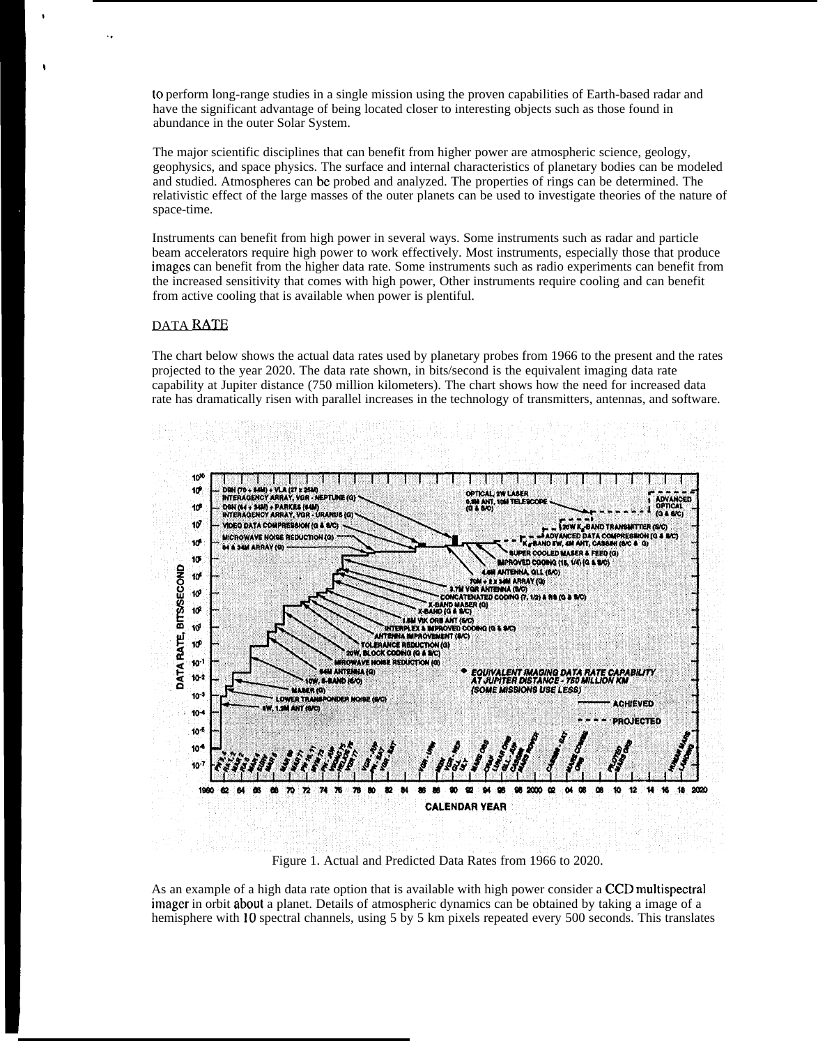to perform long-range studies in a single mission using the proven capabilities of Earth-based radar and have the significant advantage of being located closer to interesting objects such as those found in abundance in the outer Solar System.

The major scientific disciplines that can benefit from higher power are atmospheric science, geology, geophysics, and space physics. The surface and internal characteristics of planetary bodies can be modeled and studied. Atmospheres can be probed and analyzed. The properties of rings can be determined. The relativistic effect of the large masses of the outer planets can be used to investigate theories of the nature of space-time.

Instruments can benefit from high power in several ways. Some instruments such as radar and particle beam accelerators require high power to work effectively. Most instruments, especially those that produce images can benefit from the higher data rate. Some instruments such as radio experiments can benefit from the increased sensitivity that comes with high power, Other instruments require cooling and can benefit from active cooling that is available when power is plentiful.

## DATA RATE

The chart below shows the actual data rates used by planetary probes from 1966 to the present and the rates projected to the year 2020. The data rate shown, in bits/second is the equivalent imaging data rate capability at Jupiter distance (750 million kilometers). The chart shows how the need for increased data rate has dramatically risen with parallel increases in the technology of transmitters, antennas, and software.

Figure 1. Actual and Predicted Data Rates from 1966 to 2020.

As an example of a high data rate option that is available with high power consider a CCD multispectral imager in orbit about a planet. Details of atmospheric dynamics can be obtained by taking a image of a hemisphere with 10 spectral channels, using 5 by 5 km pixels repeated every 500 seconds. This translates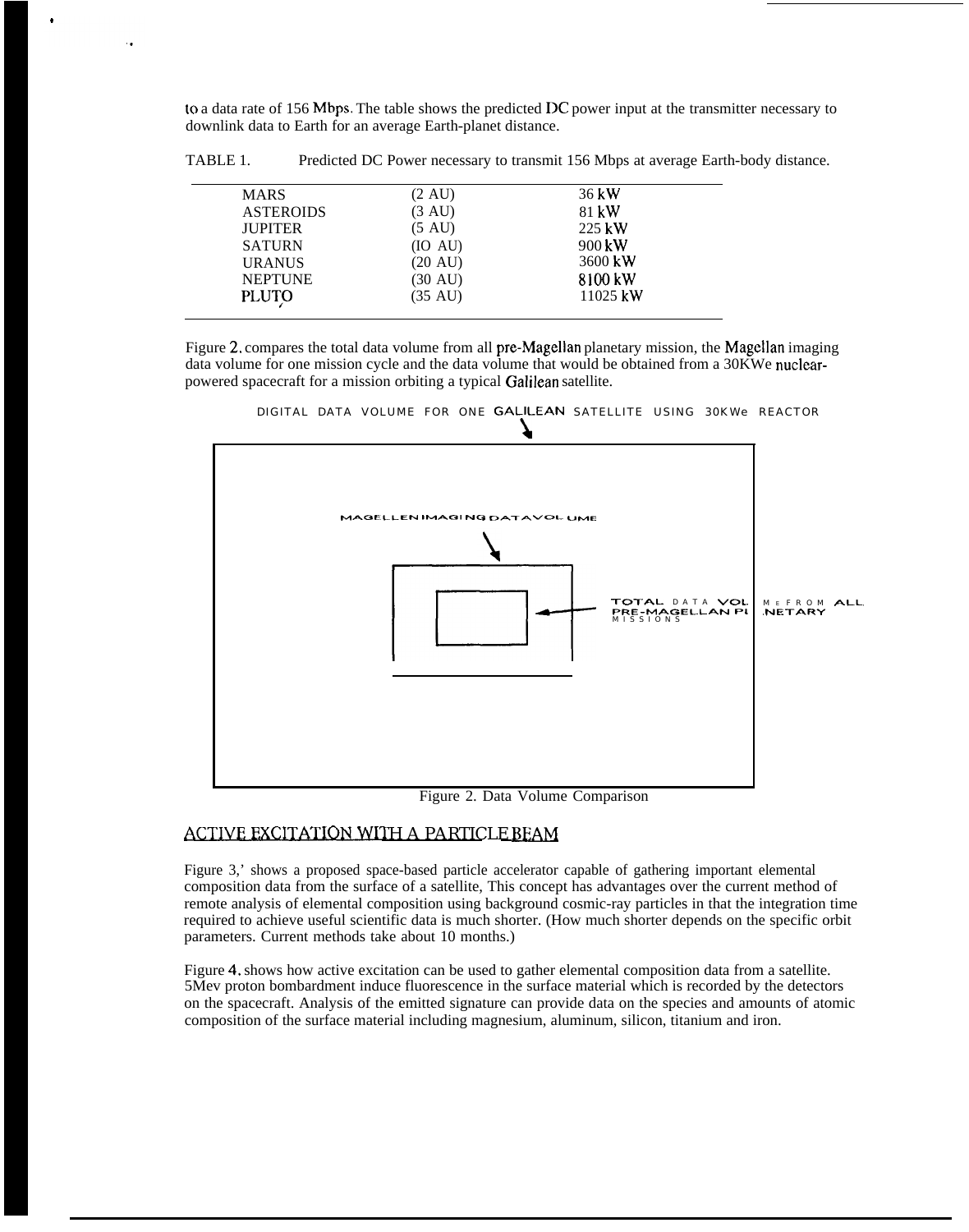to a data rate of 156 Mbps. The table shows the predicted DC power input at the transmitter necessary to downlink data to Earth for an average Earth-planet distance.

TABLE 1. Predicted DC Power necessary to transmit 156 Mbps at average Earth-body distance.

| | | |
|---|---|---|
| MARS | (2 AU) | 36 kW |
| ASTEROIDS | (3 AU) | 81 kW |
| JUPITER | (5 AU) | 225 kW |
| SATURN | (IO AU) | 900 kW |
| URANUS | (20 AU) | 3600 kW |
| NEPTUNE | (30 AU) | 8100 kW |
| PLUTO | (35 AU) | 11025 kW |

Figure 2. compares the total data volume from all pre-Magellan planetary mission, the Magellan imaging data volume for one mission cycle and the data volume that would be obtained from a 30KWe nuclear-powered spacecraft for a mission orbiting a typical Galilean satellite.

DIGITAL DATA VOLUME FOR ONE GALILEAN SATELLITE USING 30KWe REACTOR

MAGELLEN IMAGING DATA VOLUME

TOTAL DATA VOLUME FROM ALL PRE-MAGELLAN PLANETARY MISSIONS

Figure 2. Data Volume Comparison

## ACTIVE EXCITATION WITH A PARTICLE BEAM

Figure 3,' shows a proposed space-based particle accelerator capable of gathering important elemental composition data from the surface of a satellite, This concept has advantages over the current method of remote analysis of elemental composition using background cosmic-ray particles in that the integration time required to achieve useful scientific data is much shorter. (How much shorter depends on the specific orbit parameters. Current methods take about 10 months.)

Figure 4. shows how active excitation can be used to gather elemental composition data from a satellite. 5Mev proton bombardment induce fluorescence in the surface material which is recorded by the detectors on the spacecraft. Analysis of the emitted signature can provide data on the species and amounts of atomic composition of the surface material including magnesium, aluminum, silicon, titanium and iron.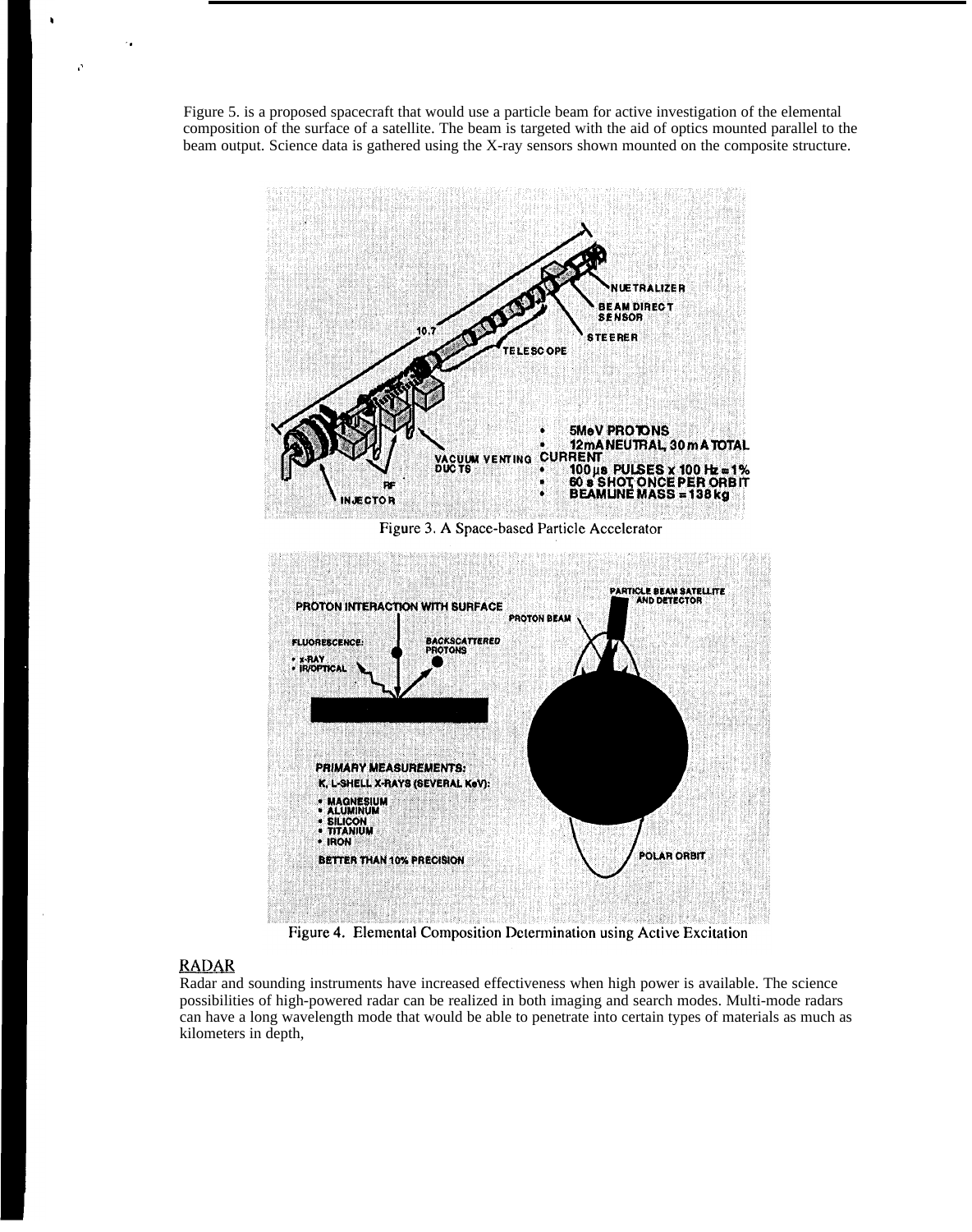Figure 5. is a proposed spacecraft that would use a particle beam for active investigation of the elemental composition of the surface of a satellite. The beam is targeted with the aid of optics mounted parallel to the beam output. Science data is gathered using the X-ray sensors shown mounted on the composite structure.

Figure 3. A Space-based Particle Accelerator

Figure 4. Elemental Composition Determination using Active Excitation

## RADAR

Radar and sounding instruments have increased effectiveness when high power is available. The science possibilities of high-powered radar can be realized in both imaging and search modes. Multi-mode radars can have a long wavelength mode that would be able to penetrate into certain types of materials as much as kilometers in depth,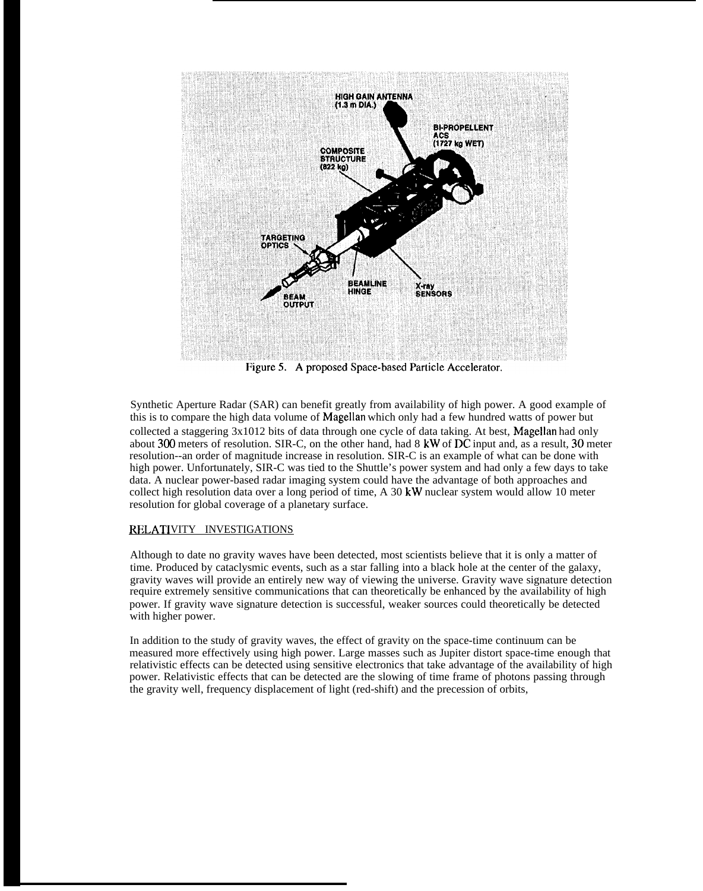Figure 5. A proposed Space-based Particle Accelerator.

Synthetic Aperture Radar (SAR) can benefit greatly from availability of high power. A good example of this is to compare the high data volume of Magellan which only had a few hundred watts of power but collected a staggering 3x1012 bits of data through one cycle of data taking. At best, Magellan had only about 300 meters of resolution. SIR-C, on the other hand, had 8 kW of DC input and, as a result, 30 meter resolution--an order of magnitude increase in resolution. SIR-C is an example of what can be done with high power. Unfortunately, SIR-C was tied to the Shuttle's power system and had only a few days to take data. A nuclear power-based radar imaging system could have the advantage of both approaches and collect high resolution data over a long period of time, A 30 kW nuclear system would allow 10 meter resolution for global coverage of a planetary surface.

## RELATIVITY INVESTIGATIONS

Although to date no gravity waves have been detected, most scientists believe that it is only a matter of time. Produced by cataclysmic events, such as a star falling into a black hole at the center of the galaxy, gravity waves will provide an entirely new way of viewing the universe. Gravity wave signature detection require extremely sensitive communications that can theoretically be enhanced by the availability of high power. If gravity wave signature detection is successful, weaker sources could theoretically be detected with higher power.

In addition to the study of gravity waves, the effect of gravity on the space-time continuum can be measured more effectively using high power. Large masses such as Jupiter distort space-time enough that relativistic effects can be detected using sensitive electronics that take advantage of the availability of high power. Relativistic effects that can be detected are the slowing of time frame of photons passing through the gravity well, frequency displacement of light (red-shift) and the precession of orbits,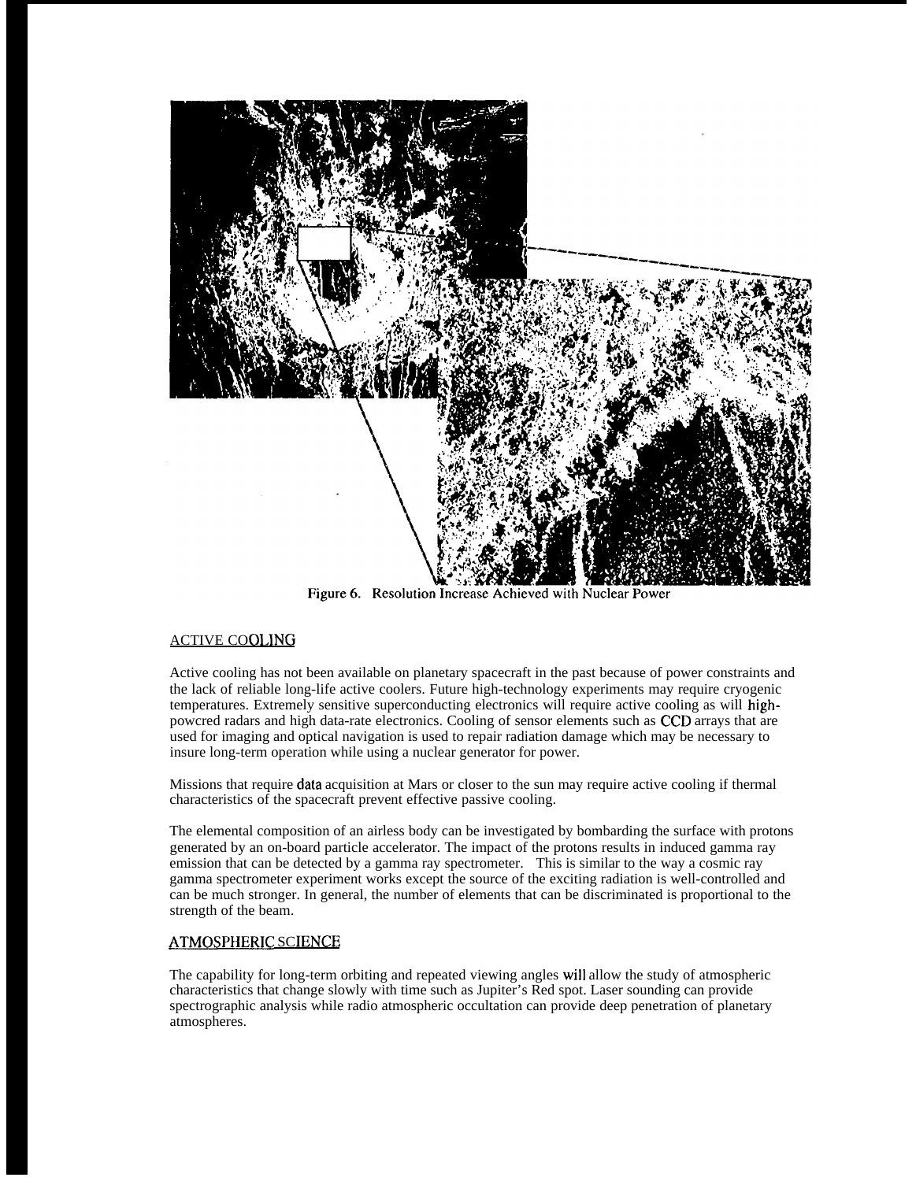Figure 6. Resolution Increase Achieved with Nuclear Power

## ACTIVE COOLING

Active cooling has not been available on planetary spacecraft in the past because of power constraints and the lack of reliable long-life active coolers. Future high-technology experiments may require cryogenic temperatures. Extremely sensitive superconducting electronics will require active cooling as will high-powcred radars and high data-rate electronics. Cooling of sensor elements such as CCD arrays that are used for imaging and optical navigation is used to repair radiation damage which may be necessary to insure long-term operation while using a nuclear generator for power.

Missions that require data acquisition at Mars or closer to the sun may require active cooling if thermal characteristics of the spacecraft prevent effective passive cooling.

The elemental composition of an airless body can be investigated by bombarding the surface with protons generated by an on-board particle accelerator. The impact of the protons results in induced gamma ray emission that can be detected by a gamma ray spectrometer. This is similar to the way a cosmic ray gamma spectrometer experiment works except the source of the exciting radiation is well-controlled and can be much stronger. In general, the number of elements that can be discriminated is proportional to the strength of the beam.

## ATMOSPHERIC SCIENCE

The capability for long-term orbiting and repeated viewing angles will allow the study of atmospheric characteristics that change slowly with time such as Jupiter's Red spot. Laser sounding can provide spectrographic analysis while radio atmospheric occultation can provide deep penetration of planetary atmospheres.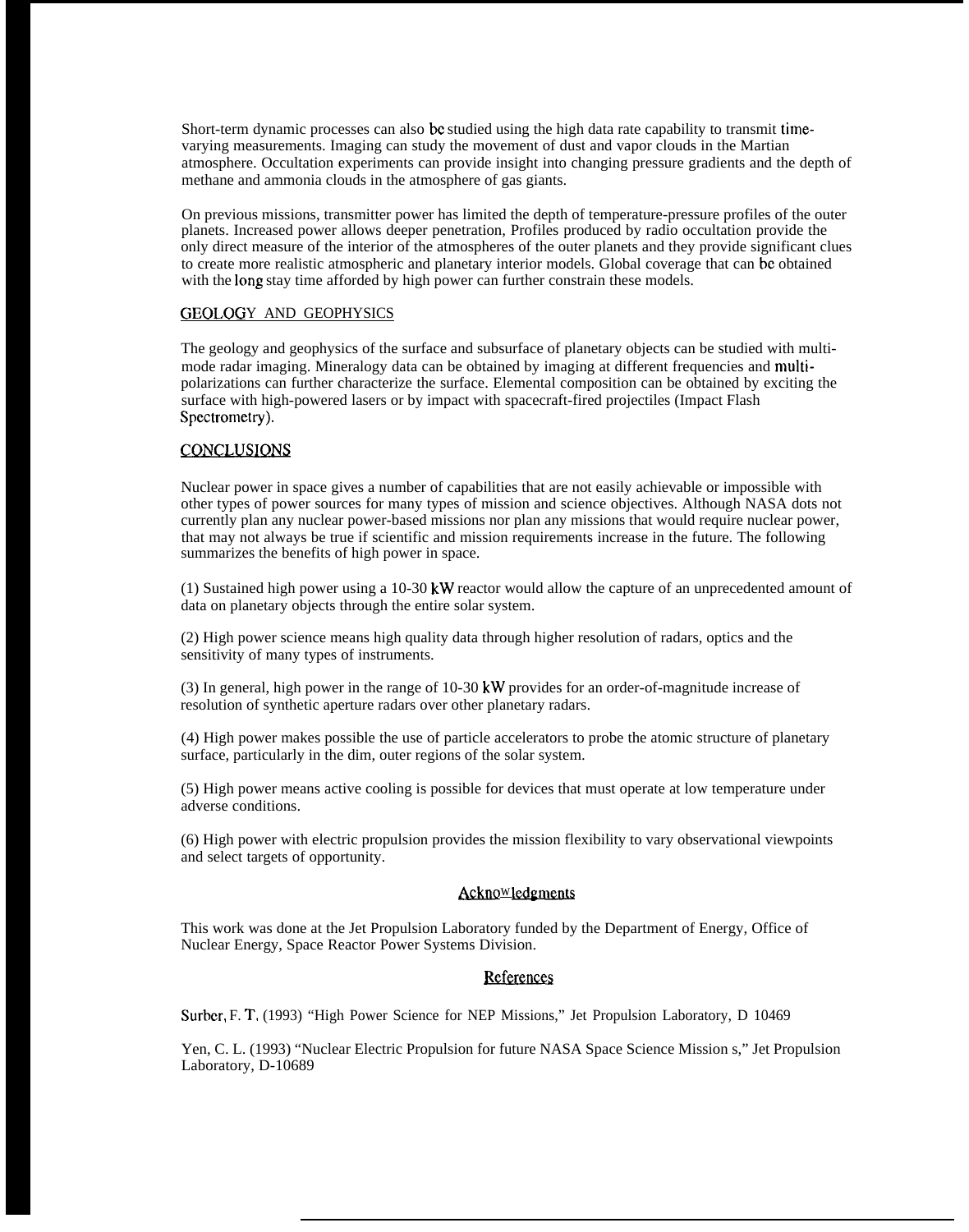Short-term dynamic processes can also be studied using the high data rate capability to transmit time-varying measurements. Imaging can study the movement of dust and vapor clouds in the Martian atmosphere. Occultation experiments can provide insight into changing pressure gradients and the depth of methane and ammonia clouds in the atmosphere of gas giants.

On previous missions, transmitter power has limited the depth of temperature-pressure profiles of the outer planets. Increased power allows deeper penetration, Profiles produced by radio occultation provide the only direct measure of the interior of the atmospheres of the outer planets and they provide significant clues to create more realistic atmospheric and planetary interior models. Global coverage that can be obtained with the long stay time afforded by high power can further constrain these models.

## GEOLOGY AND GEOPHYSICS

The geology and geophysics of the surface and subsurface of planetary objects can be studied with multi-mode radar imaging. Mineralogy data can be obtained by imaging at different frequencies and multi-polarizations can further characterize the surface. Elemental composition can be obtained by exciting the surface with high-powered lasers or by impact with spacecraft-fired projectiles (Impact Flash Spectrometry).

## CONCLUSIONS

Nuclear power in space gives a number of capabilities that are not easily achievable or impossible with other types of power sources for many types of mission and science objectives. Although NASA dots not currently plan any nuclear power-based missions nor plan any missions that would require nuclear power, that may not always be true if scientific and mission requirements increase in the future. The following summarizes the benefits of high power in space.

(1) Sustained high power using a 10-30 kW reactor would allow the capture of an unprecedented amount of data on planetary objects through the entire solar system.

(2) High power science means high quality data through higher resolution of radars, optics and the sensitivity of many types of instruments.

(3) In general, high power in the range of 10-30 kW provides for an order-of-magnitude increase of resolution of synthetic aperture radars over other planetary radars.

(4) High power makes possible the use of particle accelerators to probe the atomic structure of planetary surface, particularly in the dim, outer regions of the solar system.

(5) High power means active cooling is possible for devices that must operate at low temperature under adverse conditions.

(6) High power with electric propulsion provides the mission flexibility to vary observational viewpoints and select targets of opportunity.

## Acknowledgments

This work was done at the Jet Propulsion Laboratory funded by the Department of Energy, Office of Nuclear Energy, Space Reactor Power Systems Division.

## References

Surber, F. T. (1993) "High Power Science for NEP Missions," Jet Propulsion Laboratory, D 10469

Yen, C. L. (1993) "Nuclear Electric Propulsion for future NASA Space Science Mission s," Jet Propulsion Laboratory, D-10689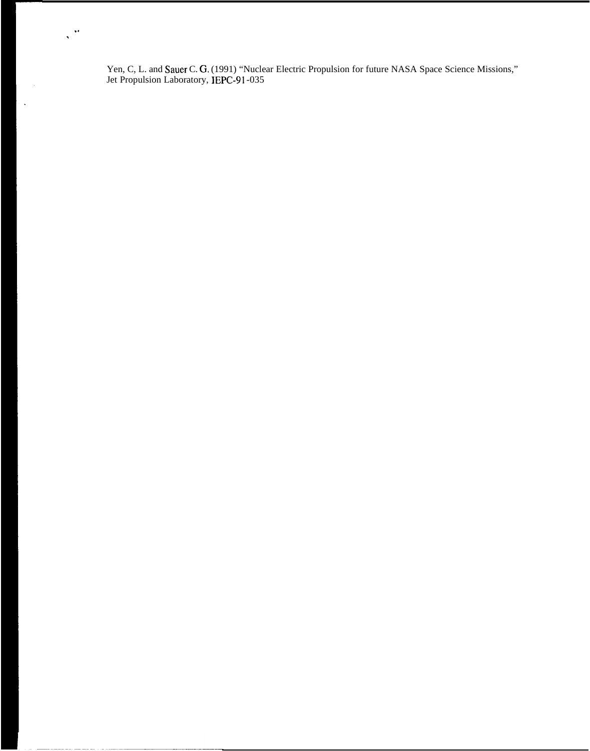Yen, C, L. and Sauer C. G. (1991) "Nuclear Electric Propulsion for future NASA Space Science Missions," Jet Propulsion Laboratory, IEPC-91-035